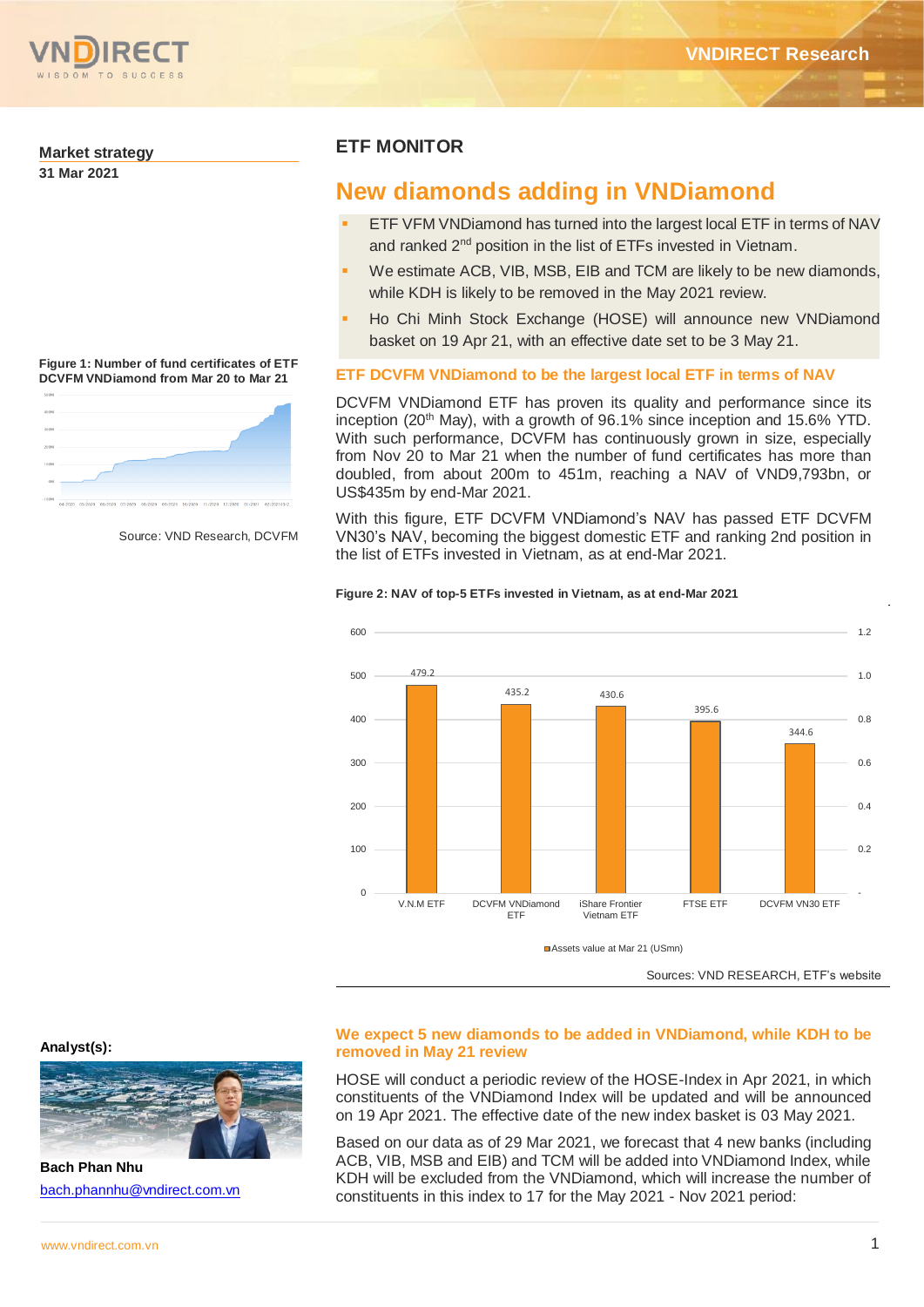**Market strategy**
**31 Mar 2021**

## ETF MONITOR

# New diamonds adding in VNDiamond

- ETF VFM VNDiamond has turned into the largest local ETF in terms of NAV and ranked 2nd position in the list of ETFs invested in Vietnam.
- We estimate ACB, VIB, MSB, EIB and TCM are likely to be new diamonds, while KDH is likely to be removed in the May 2021 review.
- Ho Chi Minh Stock Exchange (HOSE) will announce new VNDiamond basket on 19 Apr 21, with an effective date set to be 3 May 21.

**Figure 1: Number of fund certificates of ETF DCVFM VNDiamond from Mar 20 to Mar 21**

Source: VND Research, DCVFM

### ETF DCVFM VNDiamond to be the largest local ETF in terms of NAV

DCVFM VNDiamond ETF has proven its quality and performance since its inception (20th May), with a growth of 96.1% since inception and 15.6% YTD. With such performance, DCVFM has continuously grown in size, especially from Nov 20 to Mar 21 when the number of fund certificates has more than doubled, from about 200m to 451m, reaching a NAV of VND9,793bn, or US$435m by end-Mar 2021.

With this figure, ETF DCVFM VNDiamond's NAV has passed ETF DCVFM VN30's NAV, becoming the biggest domestic ETF and ranking 2nd position in the list of ETFs invested in Vietnam, as at end-Mar 2021.

**Figure 2: NAV of top-5 ETFs invested in Vietnam, as at end-Mar 2021**

| ETF | Assets value at Mar 21 (USmn) |
|---|---|
| V.N.M ETF | 479.2 |
| DCVFM VNDiamond ETF | 435.2 |
| iShare Frontier Vietnam ETF | 430.6 |
| FTSE ETF | 395.6 |
| DCVFM VN30 ETF | 344.6 |

Sources: VND RESEARCH, ETF's website

### We expect 5 new diamonds to be added in VNDiamond, while KDH to be removed in May 21 review

HOSE will conduct a periodic review of the HOSE-Index in Apr 2021, in which constituents of the VNDiamond Index will be updated and will be announced on 19 Apr 2021. The effective date of the new index basket is 03 May 2021.

Based on our data as of 29 Mar 2021, we forecast that 4 new banks (including ACB, VIB, MSB and EIB) and TCM will be added into VNDiamond Index, while KDH will be excluded from the VNDiamond, which will increase the number of constituents in this index to 17 for the May 2021 - Nov 2021 period:

**Analyst(s):**

**Bach Phan Nhu**
bach.phannhu@vndirect.com.vn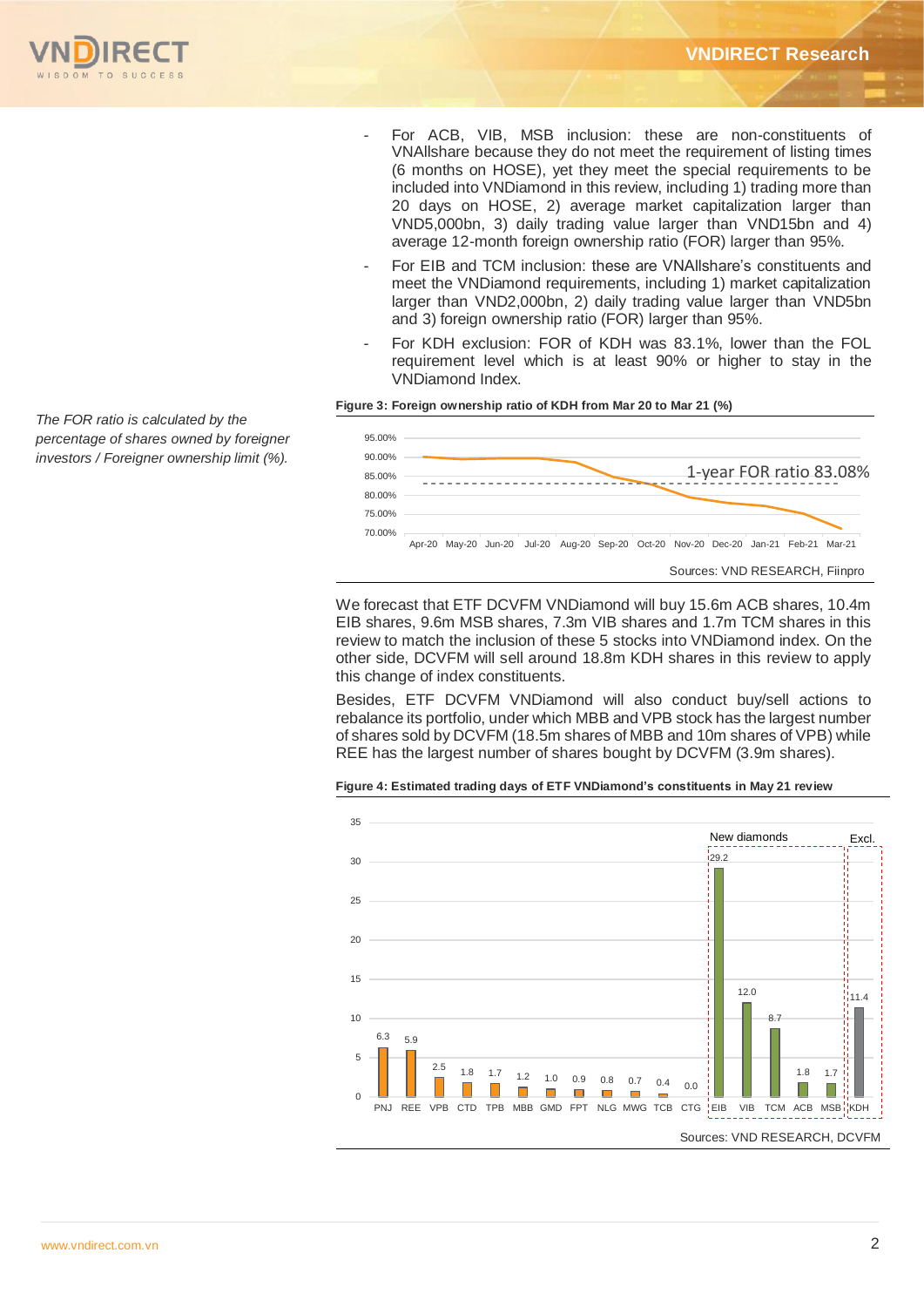- For ACB, VIB, MSB inclusion: these are non-constituents of VNAllshare because they do not meet the requirement of listing times (6 months on HOSE), yet they meet the special requirements to be included into VNDiamond in this review, including 1) trading more than 20 days on HOSE, 2) average market capitalization larger than VND5,000bn, 3) daily trading value larger than VND15bn and 4) average 12-month foreign ownership ratio (FOR) larger than 95%.
- For EIB and TCM inclusion: these are VNAllshare's constituents and meet the VNDiamond requirements, including 1) market capitalization larger than VND2,000bn, 2) daily trading value larger than VND5bn and 3) foreign ownership ratio (FOR) larger than 95%.
- For KDH exclusion: FOR of KDH was 83.1%, lower than the FOL requirement level which is at least 90% or higher to stay in the VNDiamond Index.

*The FOR ratio is calculated by the percentage of shares owned by foreigner investors / Foreigner ownership limit (%).*

**Figure 3: Foreign ownership ratio of KDH from Mar 20 to Mar 21 (%)**

Sources: VND RESEARCH, Fiinpro

We forecast that ETF DCVFM VNDiamond will buy 15.6m ACB shares, 10.4m EIB shares, 9.6m MSB shares, 7.3m VIB shares and 1.7m TCM shares in this review to match the inclusion of these 5 stocks into VNDiamond index. On the other side, DCVFM will sell around 18.8m KDH shares in this review to apply this change of index constituents.

Besides, ETF DCVFM VNDiamond will also conduct buy/sell actions to rebalance its portfolio, under which MBB and VPB stock has the largest number of shares sold by DCVFM (18.5m shares of MBB and 10m shares of VPB) while REE has the largest number of shares bought by DCVFM (3.9m shares).

**Figure 4: Estimated trading days of ETF VNDiamond's constituents in May 21 review**

Sources: VND RESEARCH, DCVFM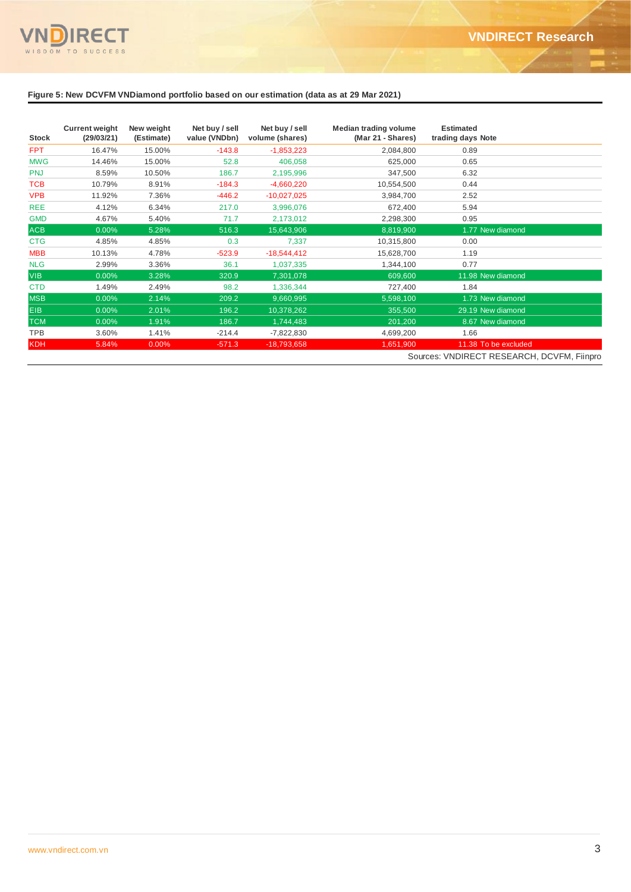**Figure 5: New DCVFM VNDiamond portfolio based on our estimation (data as at 29 Mar 2021)**

| Stock | Current weight (29/03/21) | New weight (Estimate) | Net buy / sell value (VNDbn) | Net buy / sell volume (shares) | Median trading volume (Mar 21 - Shares) | Estimated trading days | Note |
|---|---|---|---|---|---|---|---|
| FPT | 16.47% | 15.00% | -143.8 | -1,853,223 | 2,084,800 | 0.89 | |
| MWG | 14.46% | 15.00% | 52.8 | 406,058 | 625,000 | 0.65 | |
| PNJ | 8.59% | 10.50% | 186.7 | 2,195,996 | 347,500 | 6.32 | |
| TCB | 10.79% | 8.91% | -184.3 | -4,660,220 | 10,554,500 | 0.44 | |
| VPB | 11.92% | 7.36% | -446.2 | -10,027,025 | 3,984,700 | 2.52 | |
| REE | 4.12% | 6.34% | 217.0 | 3,996,076 | 672,400 | 5.94 | |
| GMD | 4.67% | 5.40% | 71.7 | 2,173,012 | 2,298,300 | 0.95 | |
| ACB | 0.00% | 5.28% | 516.3 | 15,643,906 | 8,819,900 | 1.77 | New diamond |
| CTG | 4.85% | 4.85% | 0.3 | 7,337 | 10,315,800 | 0.00 | |
| MBB | 10.13% | 4.78% | -523.9 | -18,544,412 | 15,628,700 | 1.19 | |
| NLG | 2.99% | 3.36% | 36.1 | 1,037,335 | 1,344,100 | 0.77 | |
| VIB | 0.00% | 3.28% | 320.9 | 7,301,078 | 609,600 | 11.98 | New diamond |
| CTD | 1.49% | 2.49% | 98.2 | 1,336,344 | 727,400 | 1.84 | |
| MSB | 0.00% | 2.14% | 209.2 | 9,660,995 | 5,598,100 | 1.73 | New diamond |
| EIB | 0.00% | 2.01% | 196.2 | 10,378,262 | 355,500 | 29.19 | New diamond |
| TCM | 0.00% | 1.91% | 186.7 | 1,744,483 | 201,200 | 8.67 | New diamond |
| TPB | 3.60% | 1.41% | -214.4 | -7,822,830 | 4,699,200 | 1.66 | |
| KDH | 5.84% | 0.00% | -571.3 | -18,793,658 | 1,651,900 | 11.38 | To be excluded |

Sources: VNDIRECT RESEARCH, DCVFM, Fiinpro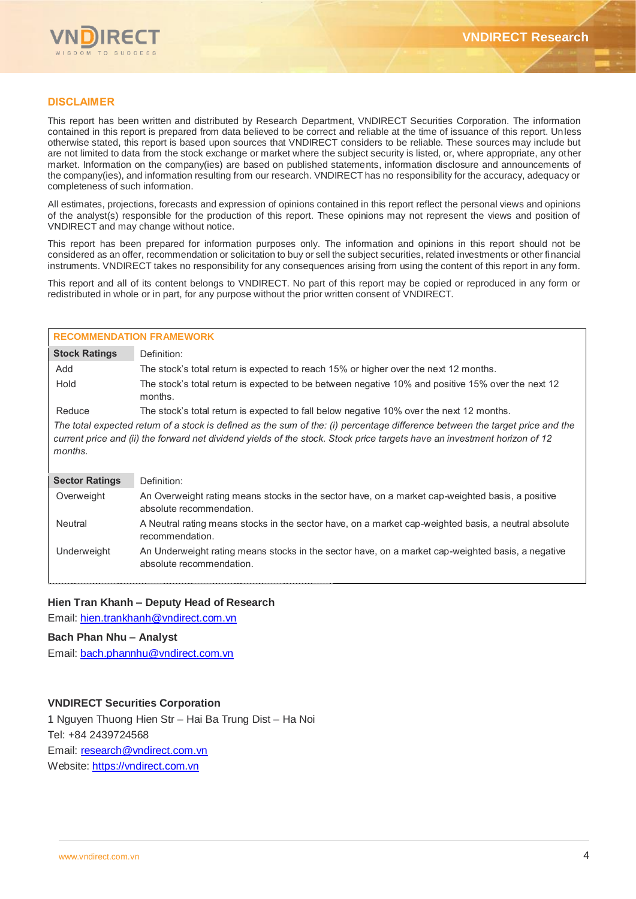## DISCLAIMER

This report has been written and distributed by Research Department, VNDIRECT Securities Corporation. The information contained in this report is prepared from data believed to be correct and reliable at the time of issuance of this report. Unless otherwise stated, this report is based upon sources that VNDIRECT considers to be reliable. These sources may include but are not limited to data from the stock exchange or market where the subject security is listed, or, where appropriate, any other market. Information on the company(ies) are based on published statements, information disclosure and announcements of the company(ies), and information resulting from our research. VNDIRECT has no responsibility for the accuracy, adequacy or completeness of such information.

All estimates, projections, forecasts and expression of opinions contained in this report reflect the personal views and opinions of the analyst(s) responsible for the production of this report. These opinions may not represent the views and position of VNDIRECT and may change without notice.

This report has been prepared for information purposes only. The information and opinions in this report should not be considered as an offer, recommendation or solicitation to buy or sell the subject securities, related investments or other financial instruments. VNDIRECT takes no responsibility for any consequences arising from using the content of this report in any form.

This report and all of its content belongs to VNDIRECT. No part of this report may be copied or reproduced in any form or redistributed in whole or in part, for any purpose without the prior written consent of VNDIRECT.

## RECOMMENDATION FRAMEWORK

| **Stock Ratings** | Definition: |
|---|---|
| Add | The stock's total return is expected to reach 15% or higher over the next 12 months. |
| Hold | The stock's total return is expected to be between negative 10% and positive 15% over the next 12 months. |
| Reduce | The stock's total return is expected to fall below negative 10% over the next 12 months. |

*The total expected return of a stock is defined as the sum of the: (i) percentage difference between the target price and the current price and (ii) the forward net dividend yields of the stock. Stock price targets have an investment horizon of 12 months.*

| **Sector Ratings** | Definition: |
|---|---|
| Overweight | An Overweight rating means stocks in the sector have, on a market cap-weighted basis, a positive absolute recommendation. |
| Neutral | A Neutral rating means stocks in the sector have, on a market cap-weighted basis, a neutral absolute recommendation. |
| Underweight | An Underweight rating means stocks in the sector have, on a market cap-weighted basis, a negative absolute recommendation. |

**Hien Tran Khanh – Deputy Head of Research**

Email: hien.trankhanh@vndirect.com.vn

**Bach Phan Nhu – Analyst**

Email: bach.phannhu@vndirect.com.vn

**VNDIRECT Securities Corporation**

1 Nguyen Thuong Hien Str – Hai Ba Trung Dist – Ha Noi

Tel: +84 2439724568

Email: research@vndirect.com.vn

Website: https://vndirect.com.vn